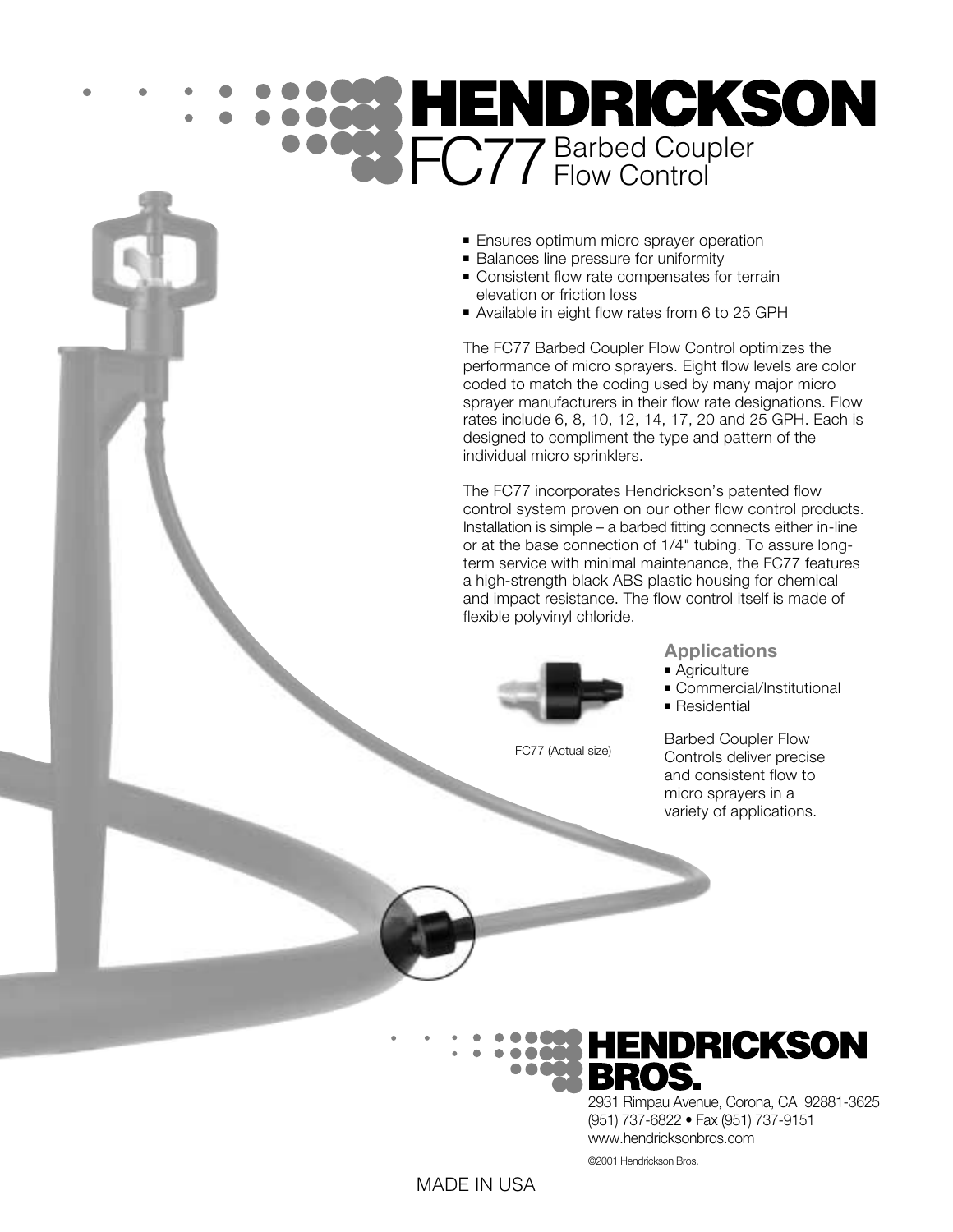# HENDRICKSON

## FC77 Barbed Coupler Flow Control

- Ensures optimum micro sprayer operation
- Balances line pressure for uniformity
- Consistent flow rate compensates for terrain elevation or friction loss
- Available in eight flow rates from 6 to 25 GPH

The FC77 Barbed Coupler Flow Control optimizes the performance of micro sprayers. Eight flow levels are color coded to match the coding used by many major micro sprayer manufacturers in their flow rate designations. Flow rates include 6, 8, 10, 12, 14, 17, 20 and 25 GPH. Each is designed to compliment the type and pattern of the individual micro sprinklers.

The FC77 incorporates Hendrickson's patented flow control system proven on our other flow control products. Installation is simple – a barbed fitting connects either in-line or at the base connection of 1/4" tubing. To assure long-term service with minimal maintenance, the FC77 features a high-strength black ABS plastic housing for chemical and impact resistance. The flow control itself is made of flexible polyvinyl chloride.

FC77 (Actual size)

### Applications

- Agriculture
- Commercial/Institutional
- Residential

Barbed Coupler Flow Controls deliver precise and consistent flow to micro sprayers in a variety of applications.

**HENDRICKSON BROS.**

2931 Rimpau Avenue, Corona, CA 92881-3625
(951) 737-6822 • Fax (951) 737-9151
www.hendricksonbros.com

©2001 Hendrickson Bros.

MADE IN USA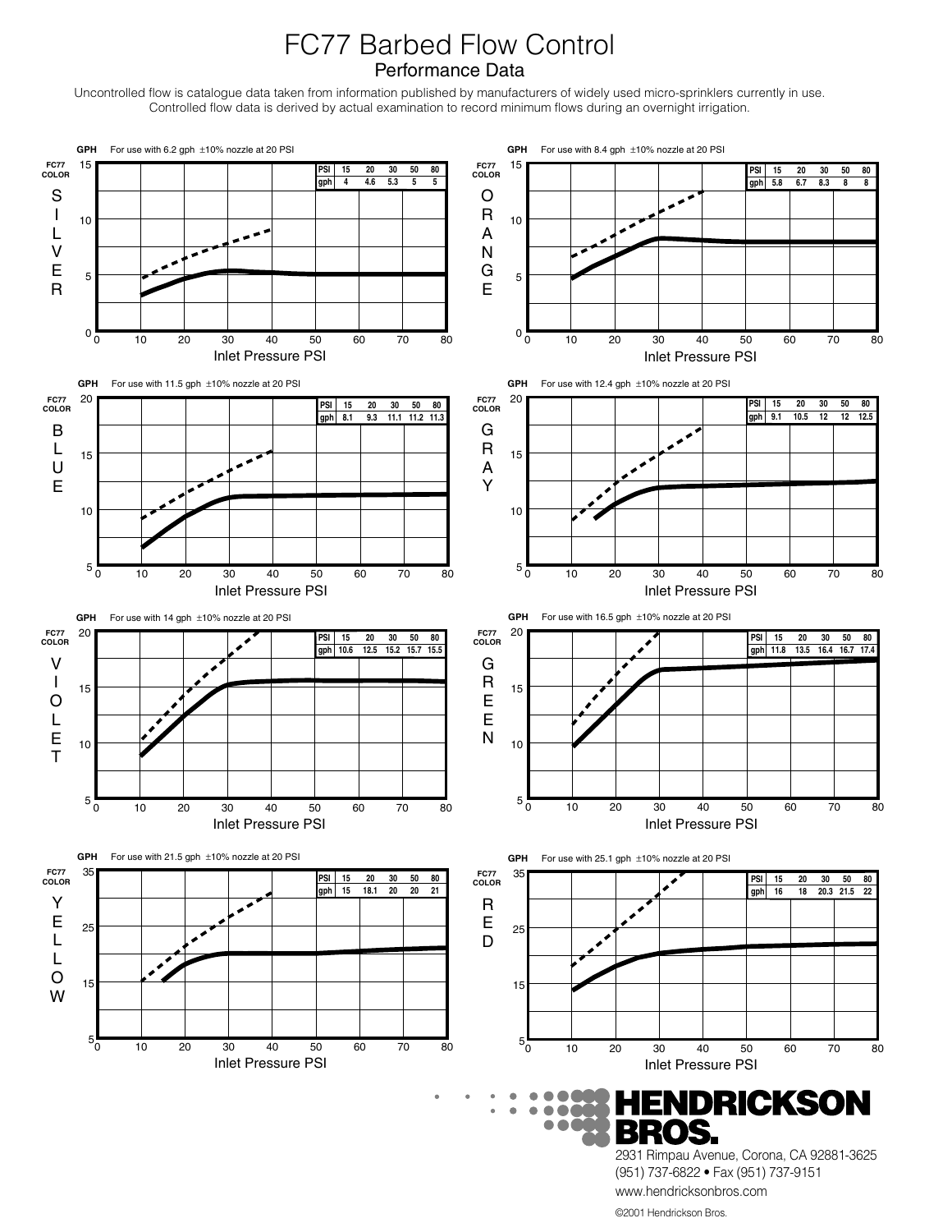# FC77 Barbed Flow Control

## Performance Data

Uncontrolled flow is catalogue data taken from information published by manufacturers of widely used micro-sprinklers currently in use. Controlled flow data is derived by actual examination to record minimum flows during an overnight irrigation.

FC77 COLOR: SILVER

GPH For use with 6.2 gph ±10% nozzle at 20 PSI

PSI 15 20 30 50 80

gph 4 4.6 5.3 5 5

0 5 10 15

0 10 20 30 40 50 60 70 80

Inlet Pressure PSI

FC77 COLOR: ORANGE

GPH For use with 8.4 gph ±10% nozzle at 20 PSI

PSI 15 20 30 50 80

gph 5.8 6.7 8.3 8 8

0 5 10 15

0 10 20 30 40 50 60 70 80

Inlet Pressure PSI

FC77 COLOR: BLUE

GPH For use with 11.5 gph ±10% nozzle at 20 PSI

PSI 15 20 30 50 80

gph 8.1 9.3 11.1 11.2 11.3

5 10 15 20

0 10 20 30 40 50 60 70 80

Inlet Pressure PSI

FC77 COLOR: GRAY

GPH For use with 12.4 gph ±10% nozzle at 20 PSI

PSI 15 20 30 50 80

gph 9.1 10.5 12 12 12.5

5 10 15 20

0 10 20 30 40 50 60 70 80

Inlet Pressure PSI

FC77 COLOR: VIOLET

GPH For use with 14 gph ±10% nozzle at 20 PSI

PSI 15 20 30 50 80

gph 10.6 12.5 15.2 15.7 15.5

5 10 15 20

0 10 20 30 40 50 60 70 80

Inlet Pressure PSI

FC77 COLOR: GREEN

GPH For use with 16.5 gph ±10% nozzle at 20 PSI

PSI 15 20 30 50 80

gph 11.8 13.5 16.4 16.7 17.4

5 10 15 20

0 10 20 30 40 50 60 70 80

Inlet Pressure PSI

FC77 COLOR: YELLOW

GPH For use with 21.5 gph ±10% nozzle at 20 PSI

PSI 15 20 30 50 80

gph 15 18.1 20 20 21

5 15 25 35

0 10 20 30 40 50 60 70 80

Inlet Pressure PSI

FC77 COLOR: RED

GPH For use with 25.1 gph ±10% nozzle at 20 PSI

PSI 15 20 30 50 80

gph 16 18 20.3 21.5 22

5 15 25 35

0 10 20 30 40 50 60 70 80

Inlet Pressure PSI

**HENDRICKSON BROS.**

2931 Rimpau Avenue, Corona, CA 92881-3625

(951) 737-6822 • Fax (951) 737-9151

www.hendricksonbros.com

©2001 Hendrickson Bros.